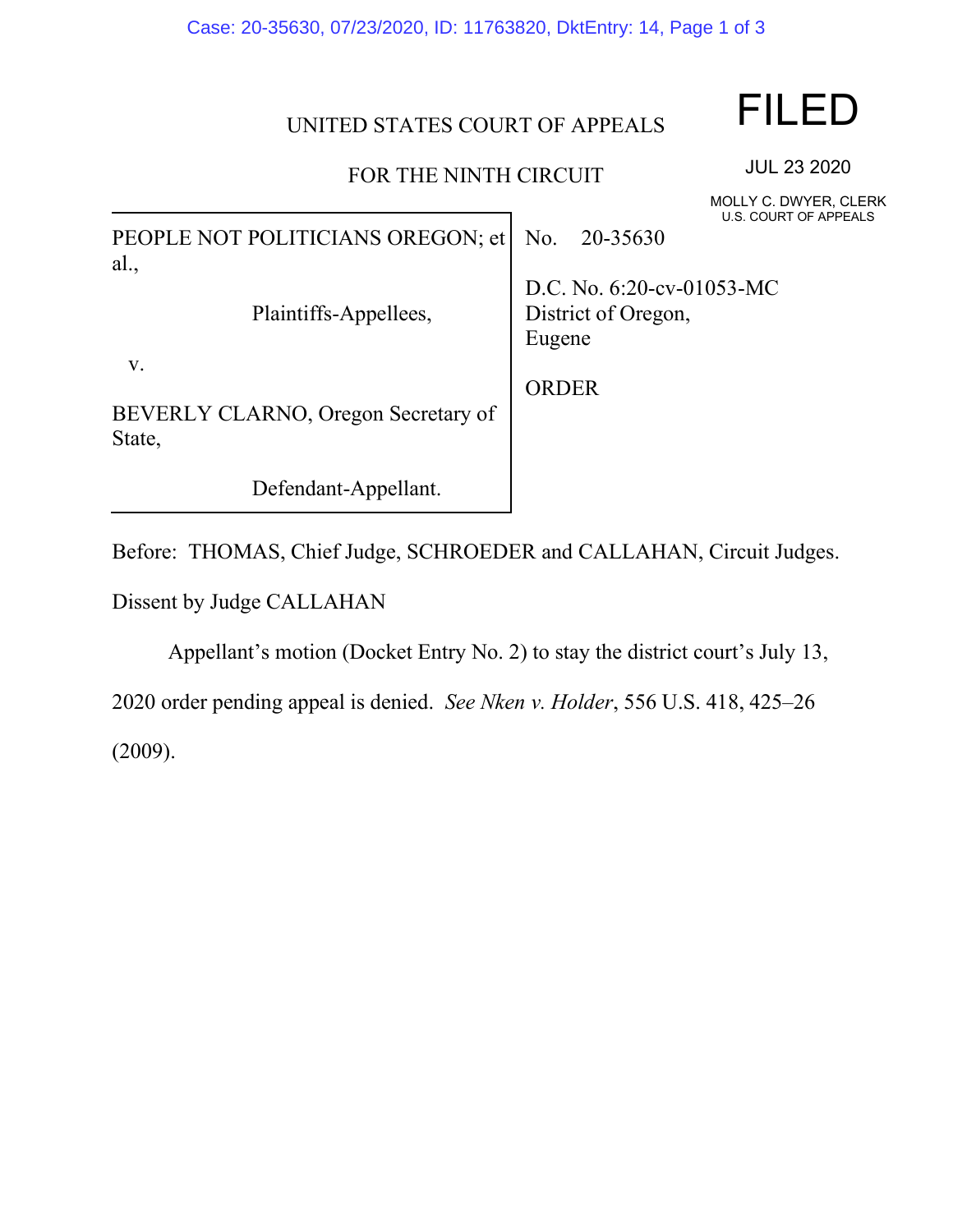UNITED STATES COURT OF APPEALS

FOR THE NINTH CIRCUIT

FILED

JUL 23 2020

MOLLY C. DWYER, CLERK
U.S. COURT OF APPEALS

| | |
|---|---|
| PEOPLE NOT POLITICIANS OREGON; et al.,<br><br>Plaintiffs-Appellees,<br><br>v.<br><br>BEVERLY CLARNO, Oregon Secretary of State,<br><br>Defendant-Appellant. | No. 20-35630<br><br>D.C. No. 6:20-cv-01053-MC<br>District of Oregon,<br>Eugene<br><br>ORDER |

Before: THOMAS, Chief Judge, SCHROEDER and CALLAHAN, Circuit Judges.

Dissent by Judge CALLAHAN

Appellant's motion (Docket Entry No. 2) to stay the district court's July 13, 2020 order pending appeal is denied. *See Nken v. Holder*, 556 U.S. 418, 425–26 (2009).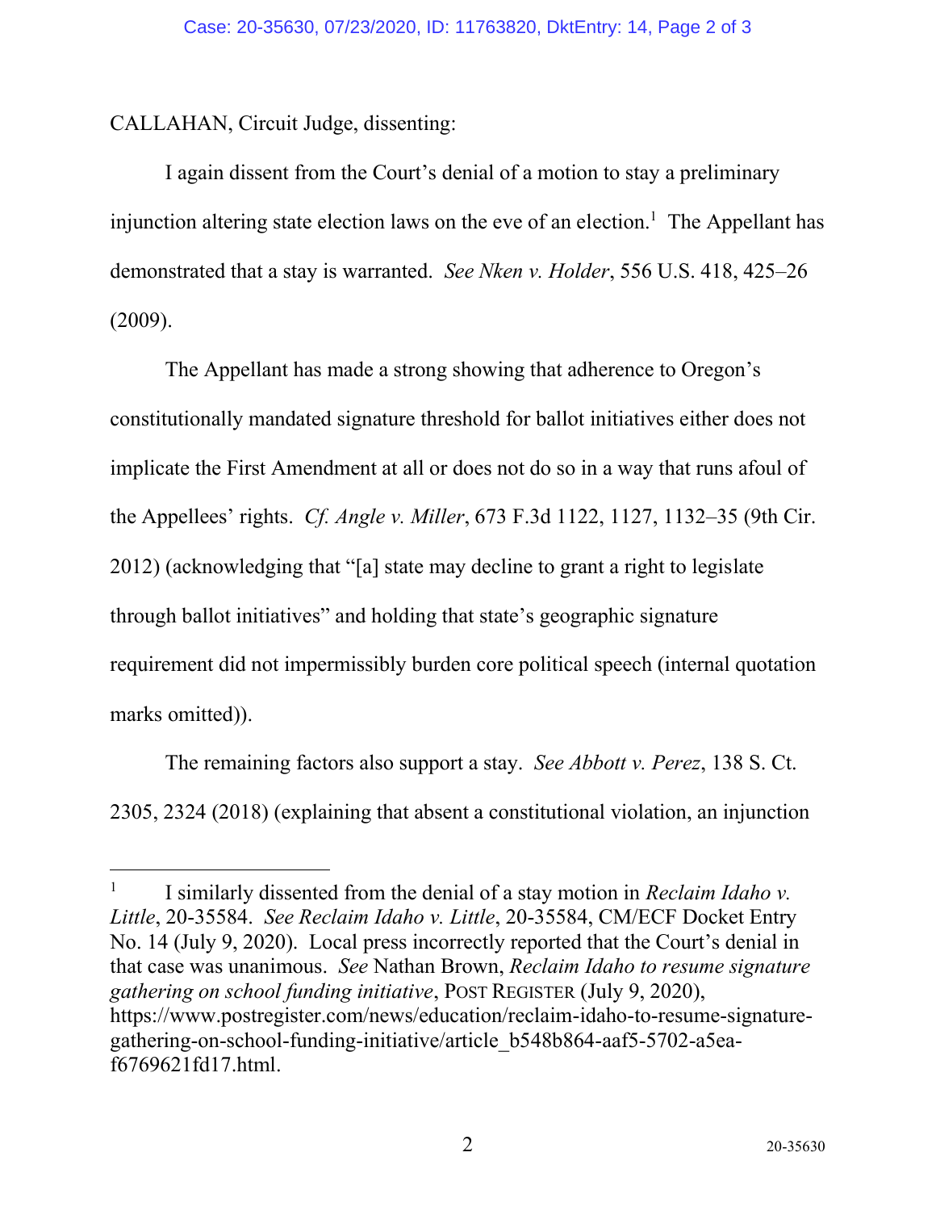CALLAHAN, Circuit Judge, dissenting:

I again dissent from the Court's denial of a motion to stay a preliminary injunction altering state election laws on the eve of an election.[1] The Appellant has demonstrated that a stay is warranted. *See Nken v. Holder*, 556 U.S. 418, 425–26 (2009).

The Appellant has made a strong showing that adherence to Oregon's constitutionally mandated signature threshold for ballot initiatives either does not implicate the First Amendment at all or does not do so in a way that runs afoul of the Appellees' rights. *Cf. Angle v. Miller*, 673 F.3d 1122, 1127, 1132–35 (9th Cir. 2012) (acknowledging that "[a] state may decline to grant a right to legislate through ballot initiatives" and holding that state's geographic signature requirement did not impermissibly burden core political speech (internal quotation marks omitted)).

The remaining factors also support a stay. *See Abbott v. Perez*, 138 S. Ct. 2305, 2324 (2018) (explaining that absent a constitutional violation, an injunction

---

[1] I similarly dissented from the denial of a stay motion in *Reclaim Idaho v. Little*, 20-35584. *See Reclaim Idaho v. Little*, 20-35584, CM/ECF Docket Entry No. 14 (July 9, 2020). Local press incorrectly reported that the Court's denial in that case was unanimous. *See* Nathan Brown, *Reclaim Idaho to resume signature gathering on school funding initiative*, POST REGISTER (July 9, 2020), https://www.postregister.com/news/education/reclaim-idaho-to-resume-signature-gathering-on-school-funding-initiative/article_b548b864-aaf5-5702-a5ea-f6769621fd17.html.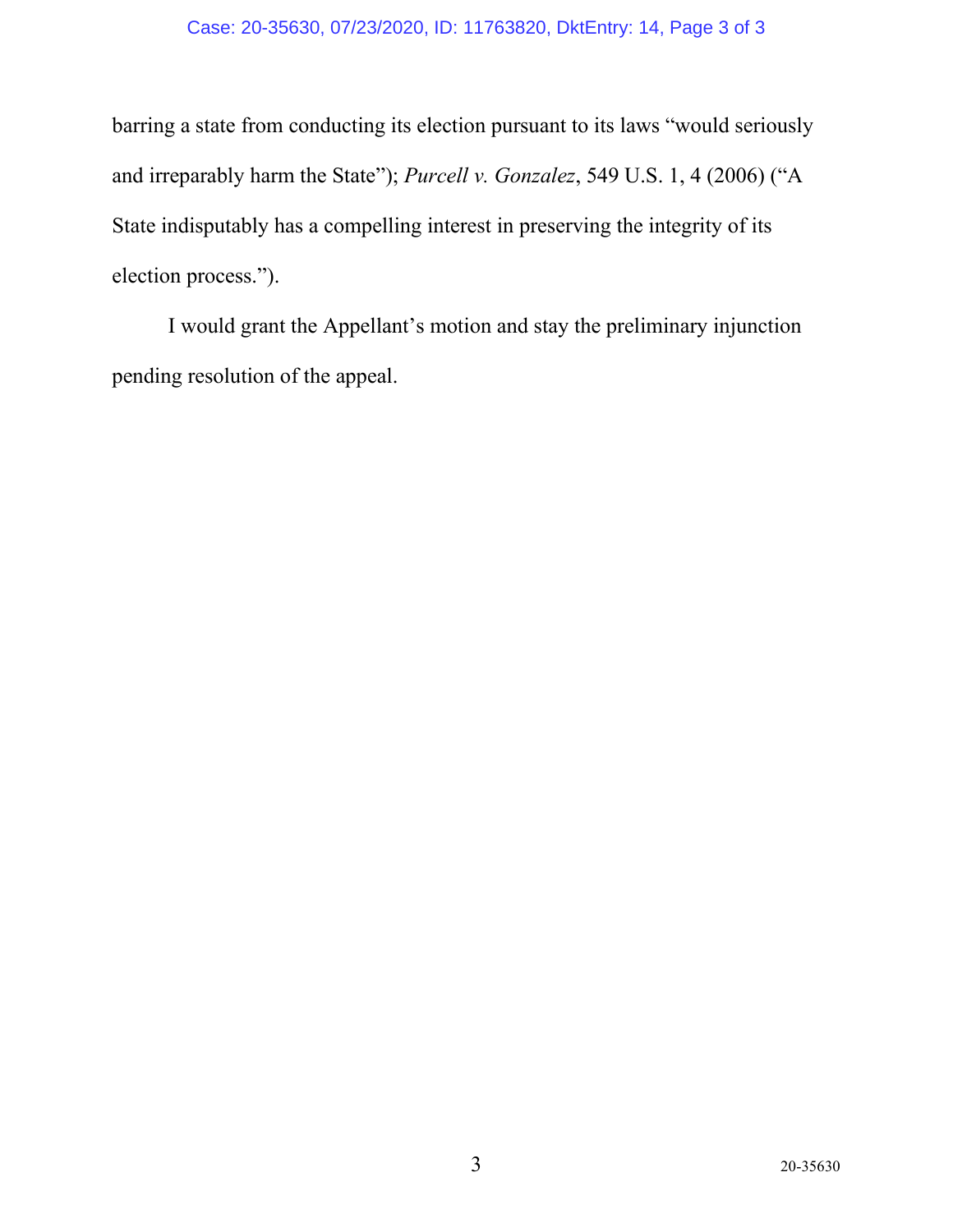barring a state from conducting its election pursuant to its laws "would seriously and irreparably harm the State"); *Purcell v. Gonzalez*, 549 U.S. 1, 4 (2006) ("A State indisputably has a compelling interest in preserving the integrity of its election process.").

I would grant the Appellant's motion and stay the preliminary injunction pending resolution of the appeal.